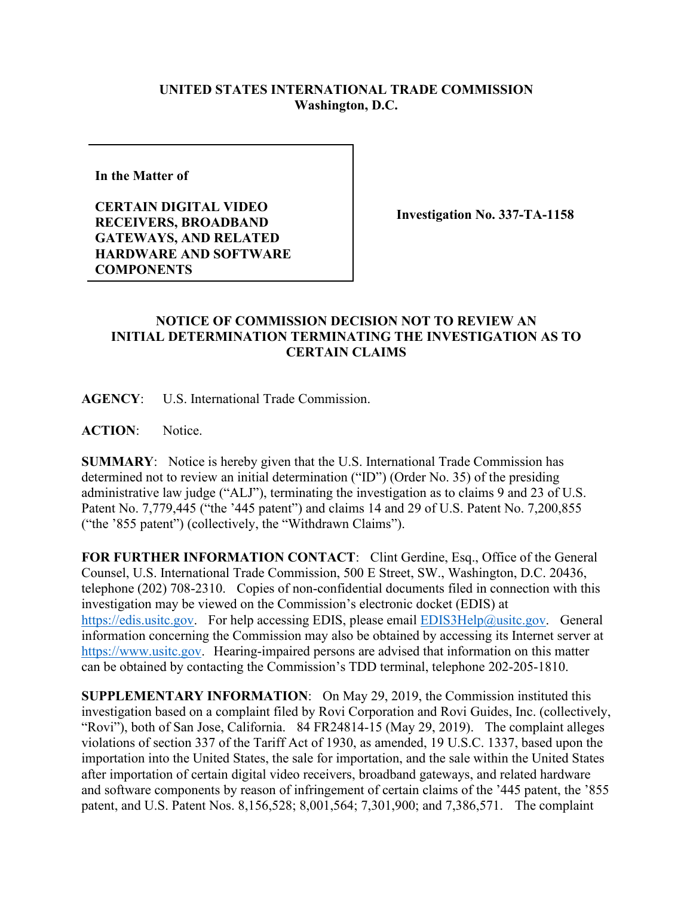**UNITED STATES INTERNATIONAL TRADE COMMISSION**
**Washington, D.C.**

| | |
|---|---|
| **In the Matter of**<br><br>**CERTAIN DIGITAL VIDEO RECEIVERS, BROADBAND GATEWAYS, AND RELATED HARDWARE AND SOFTWARE COMPONENTS** | **Investigation No. 337-TA-1158** |

## NOTICE OF COMMISSION DECISION NOT TO REVIEW AN INITIAL DETERMINATION TERMINATING THE INVESTIGATION AS TO CERTAIN CLAIMS

**AGENCY**: U.S. International Trade Commission.

**ACTION**: Notice.

**SUMMARY**: Notice is hereby given that the U.S. International Trade Commission has determined not to review an initial determination ("ID") (Order No. 35) of the presiding administrative law judge ("ALJ"), terminating the investigation as to claims 9 and 23 of U.S. Patent No. 7,779,445 ("the '445 patent") and claims 14 and 29 of U.S. Patent No. 7,200,855 ("the '855 patent") (collectively, the "Withdrawn Claims").

**FOR FURTHER INFORMATION CONTACT**: Clint Gerdine, Esq., Office of the General Counsel, U.S. International Trade Commission, 500 E Street, SW., Washington, D.C. 20436, telephone (202) 708-2310. Copies of non-confidential documents filed in connection with this investigation may be viewed on the Commission's electronic docket (EDIS) at https://edis.usitc.gov. For help accessing EDIS, please email EDIS3Help@usitc.gov. General information concerning the Commission may also be obtained by accessing its Internet server at https://www.usitc.gov. Hearing-impaired persons are advised that information on this matter can be obtained by contacting the Commission's TDD terminal, telephone 202-205-1810.

**SUPPLEMENTARY INFORMATION**: On May 29, 2019, the Commission instituted this investigation based on a complaint filed by Rovi Corporation and Rovi Guides, Inc. (collectively, "Rovi"), both of San Jose, California. 84 FR24814-15 (May 29, 2019). The complaint alleges violations of section 337 of the Tariff Act of 1930, as amended, 19 U.S.C. 1337, based upon the importation into the United States, the sale for importation, and the sale within the United States after importation of certain digital video receivers, broadband gateways, and related hardware and software components by reason of infringement of certain claims of the '445 patent, the '855 patent, and U.S. Patent Nos. 8,156,528; 8,001,564; 7,301,900; and 7,386,571. The complaint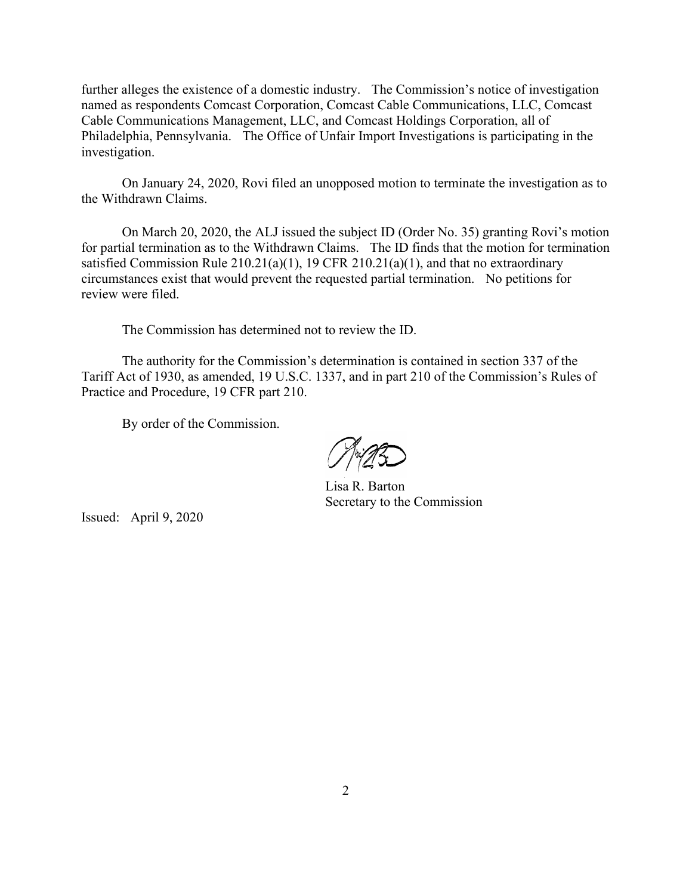further alleges the existence of a domestic industry. The Commission's notice of investigation named as respondents Comcast Corporation, Comcast Cable Communications, LLC, Comcast Cable Communications Management, LLC, and Comcast Holdings Corporation, all of Philadelphia, Pennsylvania. The Office of Unfair Import Investigations is participating in the investigation.

On January 24, 2020, Rovi filed an unopposed motion to terminate the investigation as to the Withdrawn Claims.

On March 20, 2020, the ALJ issued the subject ID (Order No. 35) granting Rovi's motion for partial termination as to the Withdrawn Claims. The ID finds that the motion for termination satisfied Commission Rule 210.21(a)(1), 19 CFR 210.21(a)(1), and that no extraordinary circumstances exist that would prevent the requested partial termination. No petitions for review were filed.

The Commission has determined not to review the ID.

The authority for the Commission's determination is contained in section 337 of the Tariff Act of 1930, as amended, 19 U.S.C. 1337, and in part 210 of the Commission's Rules of Practice and Procedure, 19 CFR part 210.

By order of the Commission.

Lisa R. Barton
Secretary to the Commission

Issued: April 9, 2020